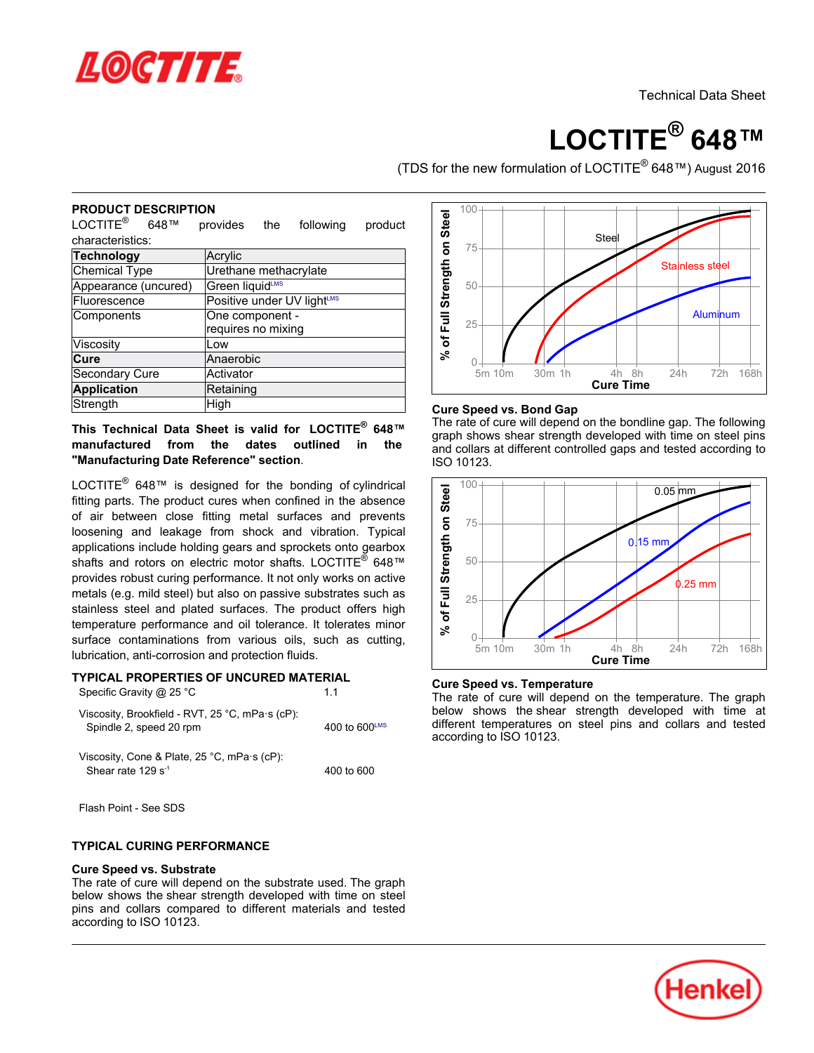Technical Data Sheet

# LOCTITE® 648™

(TDS for the new formulation of LOCTITE® 648™) August 2016

## PRODUCT DESCRIPTION

LOCTITE® 648™ provides the following product characteristics:

| Technology | Acrylic |
|---|---|
| Chemical Type | Urethane methacrylate |
| Appearance (uncured) | Green liquid[LMS] |
| Fluorescence | Positive under UV light[LMS] |
| Components | One component - requires no mixing |
| Viscosity | Low |
| **Cure** | Anaerobic |
| Secondary Cure | Activator |
| **Application** | Retaining |
| Strength | High |

**This Technical Data Sheet is valid for LOCTITE® 648™ manufactured from the dates outlined in the "Manufacturing Date Reference" section.**

LOCTITE® 648™ is designed for the bonding of cylindrical fitting parts. The product cures when confined in the absence of air between close fitting metal surfaces and prevents loosening and leakage from shock and vibration. Typical applications include holding gears and sprockets onto gearbox shafts and rotors on electric motor shafts. LOCTITE® 648™ provides robust curing performance. It not only works on active metals (e.g. mild steel) but also on passive substrates such as stainless steel and plated surfaces. The product offers high temperature performance and oil tolerance. It tolerates minor surface contaminations from various oils, such as cutting, lubrication, anti-corrosion and protection fluids.

## TYPICAL PROPERTIES OF UNCURED MATERIAL

| | |
|---|---|
| Specific Gravity @ 25 °C | 1.1 |
| Viscosity, Brookfield - RVT, 25 °C, mPa·s (cP): Spindle 2, speed 20 rpm | 400 to 600[LMS] |
| Viscosity, Cone & Plate, 25 °C, mPa·s (cP): Shear rate 129 $s^{-1}$ | 400 to 600 |

Flash Point - See SDS

## TYPICAL CURING PERFORMANCE

### Cure Speed vs. Substrate

The rate of cure will depend on the substrate used. The graph below shows the shear strength developed with time on steel pins and collars compared to different materials and tested according to ISO 10123.

### Cure Speed vs. Bond Gap

The rate of cure will depend on the bondline gap. The following graph shows shear strength developed with time on steel pins and collars at different controlled gaps and tested according to ISO 10123.

### Cure Speed vs. Temperature

The rate of cure will depend on the temperature. The graph below shows the shear strength developed with time at different temperatures on steel pins and collars and tested according to ISO 10123.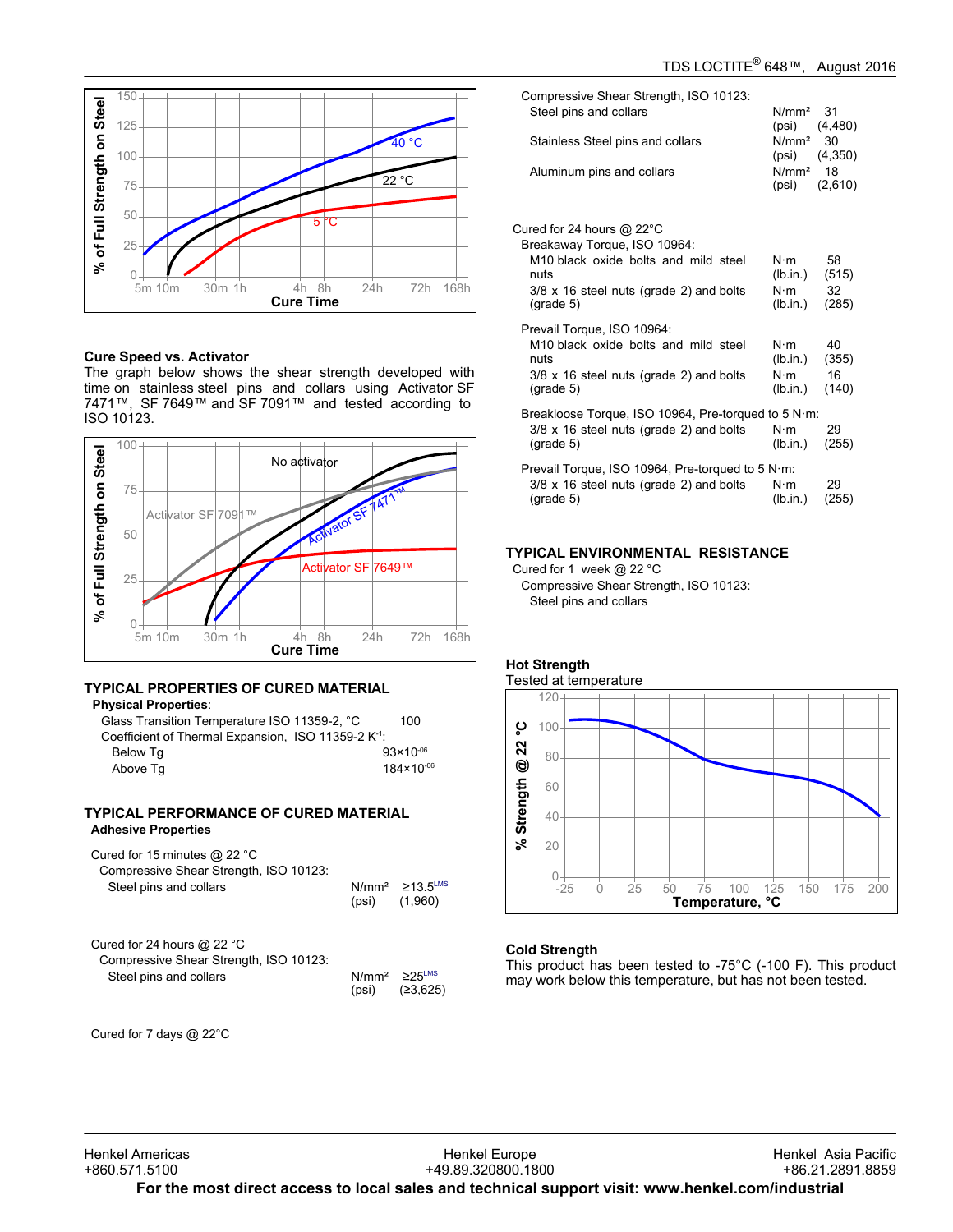**Cure Speed vs. Activator**

The graph below shows the shear strength developed with time on stainless steel pins and collars using Activator SF 7471™, SF 7649™ and SF 7091™ and tested according to ISO 10123.

## TYPICAL PROPERTIES OF CURED MATERIAL

**Physical Properties**:

| | |
|---|---|
| Glass Transition Temperature ISO 11359-2, °C | 100 |
| Coefficient of Thermal Expansion, ISO 11359-2 $K^{-1}$: | |
| Below Tg | $93\times10^{-06}$ |
| Above Tg | $184\times10^{-06}$ |

## TYPICAL PERFORMANCE OF CURED MATERIAL

**Adhesive Properties**

Cured for 15 minutes @ 22 °C

Compressive Shear Strength, ISO 10123:

| | | |
|---|---|---|
| Steel pins and collars | N/mm² | ≥13.5[LMS] |
| | (psi) | (1,960) |

Cured for 24 hours @ 22 °C

Compressive Shear Strength, ISO 10123:

| | | |
|---|---|---|
| Steel pins and collars | N/mm² | ≥25[LMS] |
| | (psi) | (≥3,625) |

Cured for 7 days @ 22°C

Compressive Shear Strength, ISO 10123:

| | | |
|---|---|---|
| Steel pins and collars | N/mm² | 31 |
| | (psi) | (4,480) |
| Stainless Steel pins and collars | N/mm² | 30 |
| | (psi) | (4,350) |
| Aluminum pins and collars | N/mm² | 18 |
| | (psi) | (2,610) |

Cured for 24 hours @ 22°C

Breakaway Torque, ISO 10964:

| | | |
|---|---|---|
| M10 black oxide bolts and mild steel nuts | N·m | 58 |
| | (lb.in.) | (515) |
| 3/8 x 16 steel nuts (grade 2) and bolts (grade 5) | N·m | 32 |
| | (lb.in.) | (285) |

Prevail Torque, ISO 10964:

| | | |
|---|---|---|
| M10 black oxide bolts and mild steel nuts | N·m | 40 |
| | (lb.in.) | (355) |
| 3/8 x 16 steel nuts (grade 2) and bolts (grade 5) | N·m | 16 |
| | (lb.in.) | (140) |

Breakloose Torque, ISO 10964, Pre-torqued to 5 N·m:

| | | |
|---|---|---|
| 3/8 x 16 steel nuts (grade 2) and bolts (grade 5) | N·m | 29 |
| | (lb.in.) | (255) |

Prevail Torque, ISO 10964, Pre-torqued to 5 N·m:

| | | |
|---|---|---|
| 3/8 x 16 steel nuts (grade 2) and bolts (grade 5) | N·m | 29 |
| | (lb.in.) | (255) |

## TYPICAL ENVIRONMENTAL RESISTANCE

Cured for 1 week @ 22 °C

Compressive Shear Strength, ISO 10123:

Steel pins and collars

### Hot Strength

Tested at temperature

### Cold Strength

This product has been tested to -75°C (-100 F). This product may work below this temperature, but has not been tested.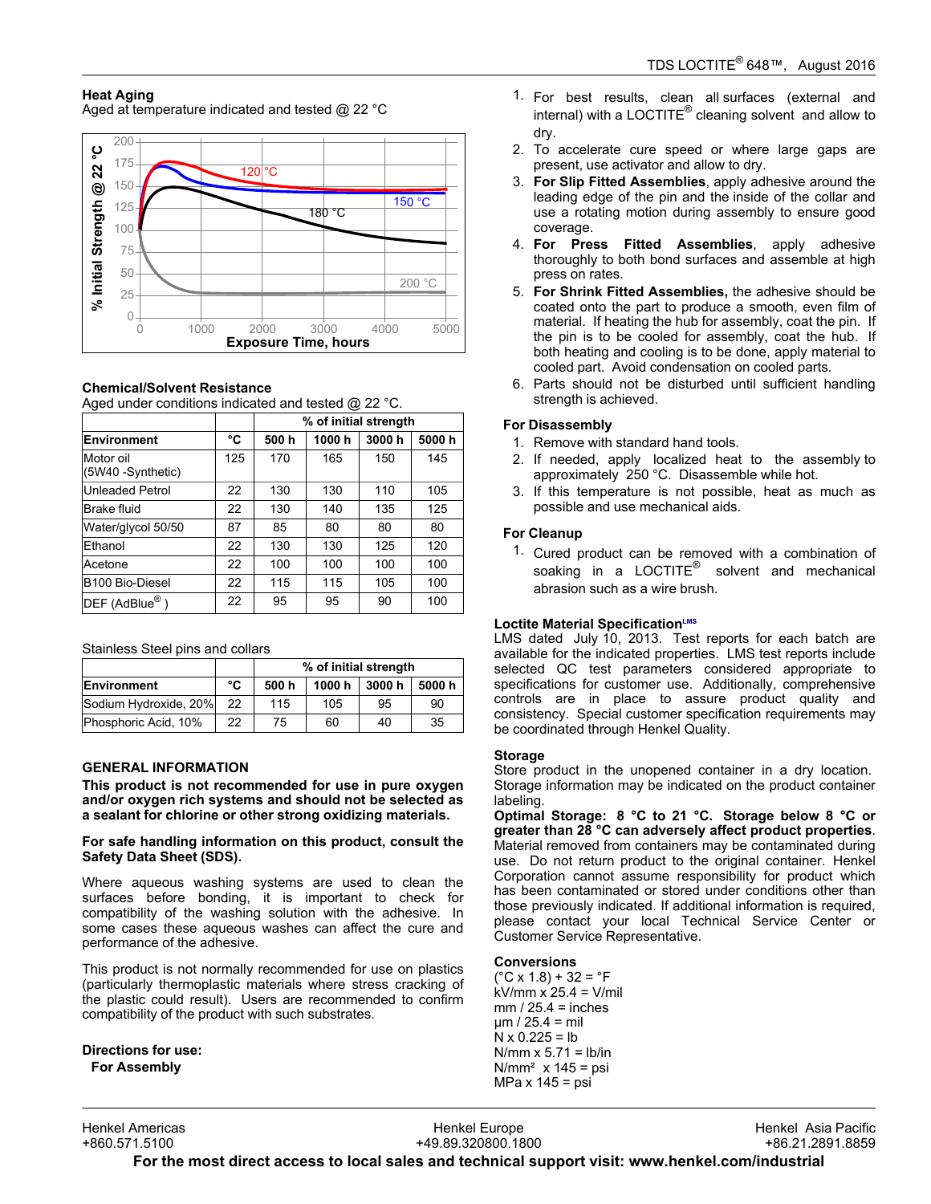### Heat Aging

Aged at temperature indicated and tested @ 22 °C

### Chemical/Solvent Resistance

Aged under conditions indicated and tested @ 22 °C.

| | | % of initial strength | | | |
|---|---|---|---|---|---|
| **Environment** | **°C** | **500 h** | **1000 h** | **3000 h** | **5000 h** |
| Motor oil (5W40 -Synthetic) | 125 | 170 | 165 | 150 | 145 |
| Unleaded Petrol | 22 | 130 | 130 | 110 | 105 |
| Brake fluid | 22 | 130 | 140 | 135 | 125 |
| Water/glycol 50/50 | 87 | 85 | 80 | 80 | 80 |
| Ethanol | 22 | 130 | 130 | 125 | 120 |
| Acetone | 22 | 100 | 100 | 100 | 100 |
| B100 Bio-Diesel | 22 | 115 | 115 | 105 | 100 |
| DEF (AdBlue®) | 22 | 95 | 95 | 90 | 100 |

Stainless Steel pins and collars

| | | % of initial strength | | | |
|---|---|---|---|---|---|
| **Environment** | **°C** | **500 h** | **1000 h** | **3000 h** | **5000 h** |
| Sodium Hydroxide, 20% | 22 | 115 | 105 | 95 | 90 |
| Phosphoric Acid, 10% | 22 | 75 | 60 | 40 | 35 |

## GENERAL INFORMATION

**This product is not recommended for use in pure oxygen and/or oxygen rich systems and should not be selected as a sealant for chlorine or other strong oxidizing materials.**

**For safe handling information on this product, consult the Safety Data Sheet (SDS).**

Where aqueous washing systems are used to clean the surfaces before bonding, it is important to check for compatibility of the washing solution with the adhesive. In some cases these aqueous washes can affect the cure and performance of the adhesive.

This product is not normally recommended for use on plastics (particularly thermoplastic materials where stress cracking of the plastic could result). Users are recommended to confirm compatibility of the product with such substrates.

**Directions for use:**

**For Assembly**

1. For best results, clean all surfaces (external and internal) with a LOCTITE® cleaning solvent and allow to dry.
2. To accelerate cure speed or where large gaps are present, use activator and allow to dry.
3. **For Slip Fitted Assemblies**, apply adhesive around the leading edge of the pin and the inside of the collar and use a rotating motion during assembly to ensure good coverage.
4. **For Press Fitted Assemblies**, apply adhesive thoroughly to both bond surfaces and assemble at high press on rates.
5. **For Shrink Fitted Assemblies,** the adhesive should be coated onto the part to produce a smooth, even film of material. If heating the hub for assembly, coat the pin. If the pin is to be cooled for assembly, coat the hub. If both heating and cooling is to be done, apply material to cooled part. Avoid condensation on cooled parts.
6. Parts should not be disturbed until sufficient handling strength is achieved.

**For Disassembly**

1. Remove with standard hand tools.
2. If needed, apply localized heat to the assembly to approximately 250 °C. Disassemble while hot.
3. If this temperature is not possible, heat as much as possible and use mechanical aids.

**For Cleanup**

1. Cured product can be removed with a combination of soaking in a LOCTITE® solvent and mechanical abrasion such as a wire brush.

### Loctite Material Specification[LMS]

LMS dated July 10, 2013. Test reports for each batch are available for the indicated properties. LMS test reports include selected QC test parameters considered appropriate to specifications for customer use. Additionally, comprehensive controls are in place to assure product quality and consistency. Special customer specification requirements may be coordinated through Henkel Quality.

### Storage

Store product in the unopened container in a dry location. Storage information may be indicated on the product container labeling.

**Optimal Storage: 8 °C to 21 °C. Storage below 8 °C or greater than 28 °C can adversely affect product properties**. Material removed from containers may be contaminated during use. Do not return product to the original container. Henkel Corporation cannot assume responsibility for product which has been contaminated or stored under conditions other than those previously indicated. If additional information is required, please contact your local Technical Service Center or Customer Service Representative.

### Conversions

(°C x 1.8) + 32 = °F
kV/mm x 25.4 = V/mil
mm / 25.4 = inches
µm / 25.4 = mil
N x 0.225 = lb
N/mm x 5.71 = lb/in
N/mm² x 145 = psi
MPa x 145 = psi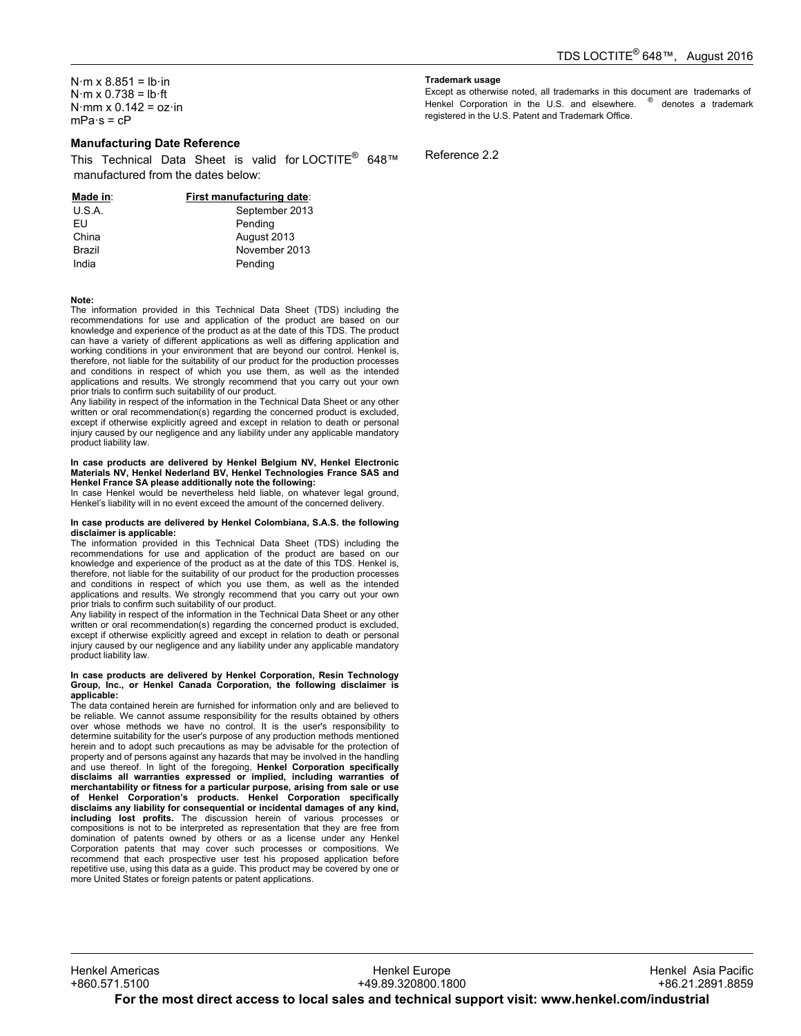N·m x 8.851 = lb·in
N·m x 0.738 = lb·ft
N·mm x 0.142 = oz·in
mPa·s = cP

### Manufacturing Date Reference

This Technical Data Sheet is valid for LOCTITE® 648™ manufactured from the dates below:

| Made in: | First manufacturing date: |
|---|---|
| U.S.A. | September 2013 |
| EU | Pending |
| China | August 2013 |
| Brazil | November 2013 |
| India | Pending |

**Note:**
The information provided in this Technical Data Sheet (TDS) including the recommendations for use and application of the product are based on our knowledge and experience of the product as at the date of this TDS. The product can have a variety of different applications as well as differing application and working conditions in your environment that are beyond our control. Henkel is, therefore, not liable for the suitability of our product for the production processes and conditions in respect of which you use them, as well as the intended applications and results. We strongly recommend that you carry out your own prior trials to confirm such suitability of our product.
Any liability in respect of the information in the Technical Data Sheet or any other written or oral recommendation(s) regarding the concerned product is excluded, except if otherwise explicitly agreed and except in relation to death or personal injury caused by our negligence and any liability under any applicable mandatory product liability law.

**In case products are delivered by Henkel Belgium NV, Henkel Electronic Materials NV, Henkel Nederland BV, Henkel Technologies France SAS and Henkel France SA please additionally note the following:**
In case Henkel would be nevertheless held liable, on whatever legal ground, Henkel's liability will in no event exceed the amount of the concerned delivery.

**In case products are delivered by Henkel Colombiana, S.A.S. the following disclaimer is applicable:**
The information provided in this Technical Data Sheet (TDS) including the recommendations for use and application of the product are based on our knowledge and experience of the product as at the date of this TDS. Henkel is, therefore, not liable for the suitability of our product for the production processes and conditions in respect of which you use them, as well as the intended applications and results. We strongly recommend that you carry out your own prior trials to confirm such suitability of our product.
Any liability in respect of the information in the Technical Data Sheet or any other written or oral recommendation(s) regarding the concerned product is excluded, except if otherwise explicitly agreed and except in relation to death or personal injury caused by our negligence and any liability under any applicable mandatory product liability law.

**In case products are delivered by Henkel Corporation, Resin Technology Group, Inc., or Henkel Canada Corporation, the following disclaimer is applicable:**
The data contained herein are furnished for information only and are believed to be reliable. We cannot assume responsibility for the results obtained by others over whose methods we have no control. It is the user's responsibility to determine suitability for the user's purpose of any production methods mentioned herein and to adopt such precautions as may be advisable for the protection of property and of persons against any hazards that may be involved in the handling and use thereof. In light of the foregoing, **Henkel Corporation specifically disclaims all warranties expressed or implied, including warranties of merchantability or fitness for a particular purpose, arising from sale or use of Henkel Corporation's products. Henkel Corporation specifically disclaims any liability for consequential or incidental damages of any kind, including lost profits.** The discussion herein of various processes or compositions is not to be interpreted as representation that they are free from domination of patents owned by others or as a license under any Henkel Corporation patents that may cover such processes or compositions. We recommend that each prospective user test his proposed application before repetitive use, using this data as a guide. This product may be covered by one or more United States or foreign patents or patent applications.

**Trademark usage**
Except as otherwise noted, all trademarks in this document are trademarks of Henkel Corporation in the U.S. and elsewhere. ® denotes a trademark registered in the U.S. Patent and Trademark Office.

Reference 2.2

Henkel Americas
+860.571.5100

Henkel Europe
+49.89.320800.1800

Henkel Asia Pacific
+86.21.2891.8859

**For the most direct access to local sales and technical support visit: www.henkel.com/industrial**